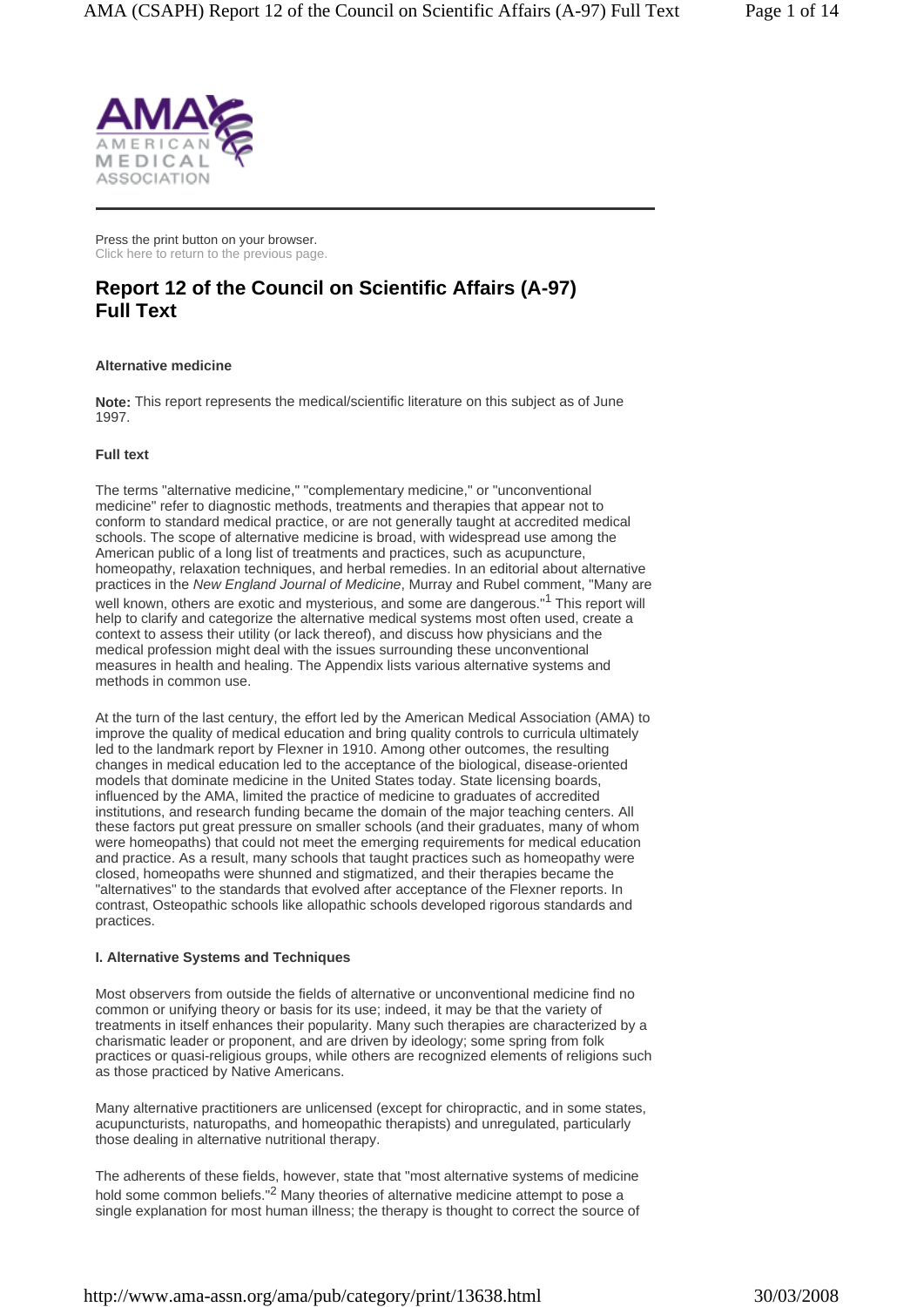Press the print button on your browser.
Click here to return to the previous page.

# Report 12 of the Council on Scientific Affairs (A-97) Full Text

**Alternative medicine**

**Note:** This report represents the medical/scientific literature on this subject as of June 1997.

**Full text**

The terms "alternative medicine," "complementary medicine," or "unconventional medicine" refer to diagnostic methods, treatments and therapies that appear not to conform to standard medical practice, or are not generally taught at accredited medical schools. The scope of alternative medicine is broad, with widespread use among the American public of a long list of treatments and practices, such as acupuncture, homeopathy, relaxation techniques, and herbal remedies. In an editorial about alternative practices in the *New England Journal of Medicine*, Murray and Rubel comment, "Many are well known, others are exotic and mysterious, and some are dangerous."[1] This report will help to clarify and categorize the alternative medical systems most often used, create a context to assess their utility (or lack thereof), and discuss how physicians and the medical profession might deal with the issues surrounding these unconventional measures in health and healing. The Appendix lists various alternative systems and methods in common use.

At the turn of the last century, the effort led by the American Medical Association (AMA) to improve the quality of medical education and bring quality controls to curricula ultimately led to the landmark report by Flexner in 1910. Among other outcomes, the resulting changes in medical education led to the acceptance of the biological, disease-oriented models that dominate medicine in the United States today. State licensing boards, influenced by the AMA, limited the practice of medicine to graduates of accredited institutions, and research funding became the domain of the major teaching centers. All these factors put great pressure on smaller schools (and their graduates, many of whom were homeopaths) that could not meet the emerging requirements for medical education and practice. As a result, many schools that taught practices such as homeopathy were closed, homeopaths were shunned and stigmatized, and their therapies became the "alternatives" to the standards that evolved after acceptance of the Flexner reports. In contrast, Osteopathic schools like allopathic schools developed rigorous standards and practices.

**I. Alternative Systems and Techniques**

Most observers from outside the fields of alternative or unconventional medicine find no common or unifying theory or basis for its use; indeed, it may be that the variety of treatments in itself enhances their popularity. Many such therapies are characterized by a charismatic leader or proponent, and are driven by ideology; some spring from folk practices or quasi-religious groups, while others are recognized elements of religions such as those practiced by Native Americans.

Many alternative practitioners are unlicensed (except for chiropractic, and in some states, acupuncturists, naturopaths, and homeopathic therapists) and unregulated, particularly those dealing in alternative nutritional therapy.

The adherents of these fields, however, state that "most alternative systems of medicine hold some common beliefs."[2] Many theories of alternative medicine attempt to pose a single explanation for most human illness; the therapy is thought to correct the source of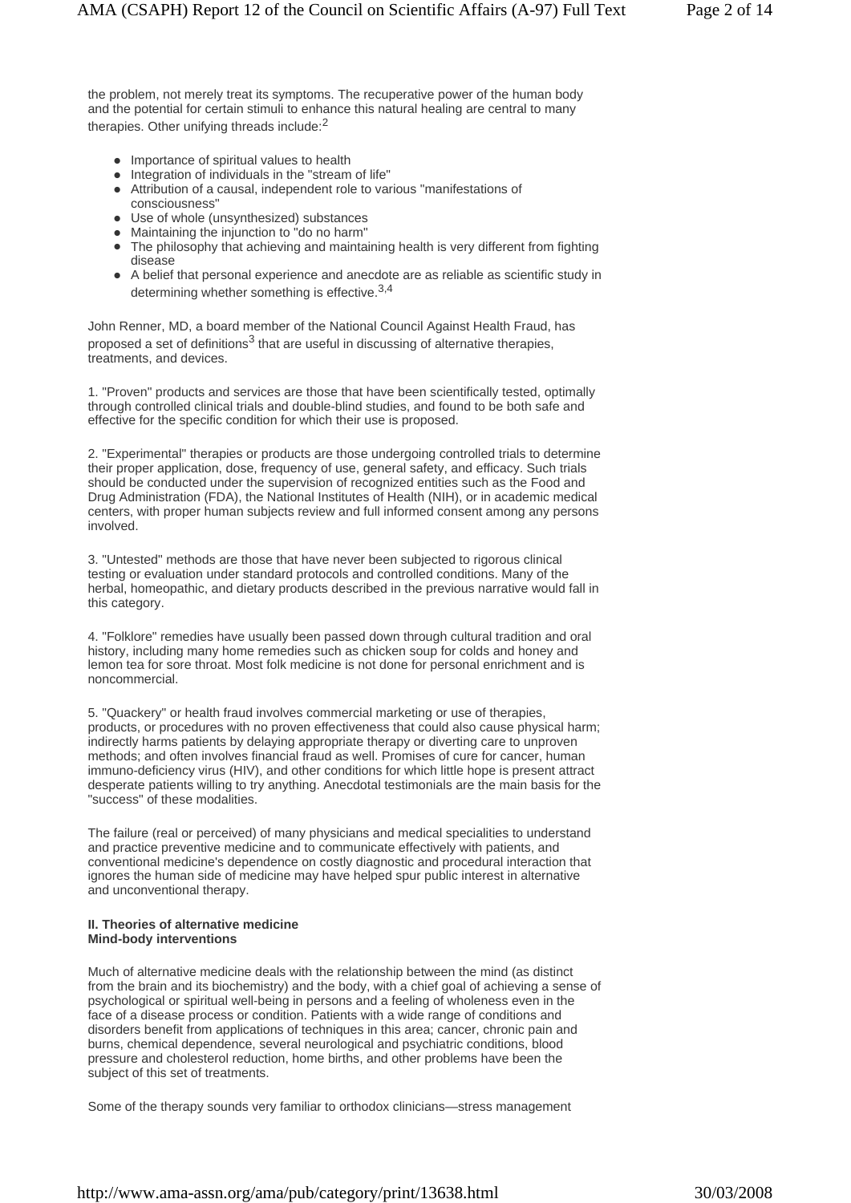the problem, not merely treat its symptoms. The recuperative power of the human body and the potential for certain stimuli to enhance this natural healing are central to many therapies. Other unifying threads include:[2]

- Importance of spiritual values to health
- Integration of individuals in the "stream of life"
- Attribution of a causal, independent role to various "manifestations of consciousness"
- Use of whole (unsynthesized) substances
- Maintaining the injunction to "do no harm"
- The philosophy that achieving and maintaining health is very different from fighting disease
- A belief that personal experience and anecdote are as reliable as scientific study in determining whether something is effective.[3,4]

John Renner, MD, a board member of the National Council Against Health Fraud, has proposed a set of definitions[3] that are useful in discussing of alternative therapies, treatments, and devices.

1. "Proven" products and services are those that have been scientifically tested, optimally through controlled clinical trials and double-blind studies, and found to be both safe and effective for the specific condition for which their use is proposed.

2. "Experimental" therapies or products are those undergoing controlled trials to determine their proper application, dose, frequency of use, general safety, and efficacy. Such trials should be conducted under the supervision of recognized entities such as the Food and Drug Administration (FDA), the National Institutes of Health (NIH), or in academic medical centers, with proper human subjects review and full informed consent among any persons involved.

3. "Untested" methods are those that have never been subjected to rigorous clinical testing or evaluation under standard protocols and controlled conditions. Many of the herbal, homeopathic, and dietary products described in the previous narrative would fall in this category.

4. "Folklore" remedies have usually been passed down through cultural tradition and oral history, including many home remedies such as chicken soup for colds and honey and lemon tea for sore throat. Most folk medicine is not done for personal enrichment and is noncommercial.

5. "Quackery" or health fraud involves commercial marketing or use of therapies, products, or procedures with no proven effectiveness that could also cause physical harm; indirectly harms patients by delaying appropriate therapy or diverting care to unproven methods; and often involves financial fraud as well. Promises of cure for cancer, human immuno-deficiency virus (HIV), and other conditions for which little hope is present attract desperate patients willing to try anything. Anecdotal testimonials are the main basis for the "success" of these modalities.

The failure (real or perceived) of many physicians and medical specialities to understand and practice preventive medicine and to communicate effectively with patients, and conventional medicine's dependence on costly diagnostic and procedural interaction that ignores the human side of medicine may have helped spur public interest in alternative and unconventional therapy.

**II. Theories of alternative medicine**
**Mind-body interventions**

Much of alternative medicine deals with the relationship between the mind (as distinct from the brain and its biochemistry) and the body, with a chief goal of achieving a sense of psychological or spiritual well-being in persons and a feeling of wholeness even in the face of a disease process or condition. Patients with a wide range of conditions and disorders benefit from applications of techniques in this area; cancer, chronic pain and burns, chemical dependence, several neurological and psychiatric conditions, blood pressure and cholesterol reduction, home births, and other problems have been the subject of this set of treatments.

Some of the therapy sounds very familiar to orthodox clinicians—stress management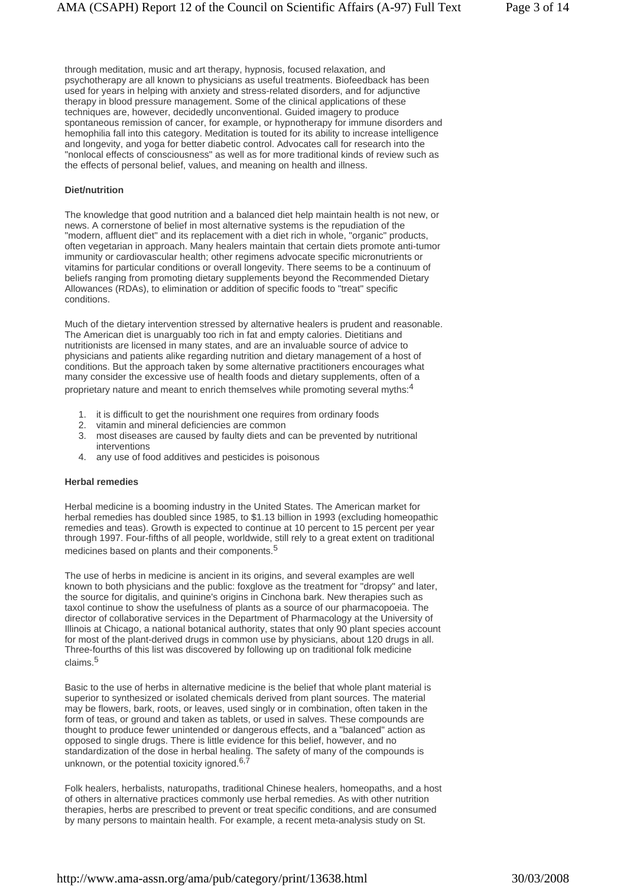through meditation, music and art therapy, hypnosis, focused relaxation, and psychotherapy are all known to physicians as useful treatments. Biofeedback has been used for years in helping with anxiety and stress-related disorders, and for adjunctive therapy in blood pressure management. Some of the clinical applications of these techniques are, however, decidedly unconventional. Guided imagery to produce spontaneous remission of cancer, for example, or hypnotherapy for immune disorders and hemophilia fall into this category. Meditation is touted for its ability to increase intelligence and longevity, and yoga for better diabetic control. Advocates call for research into the "nonlocal effects of consciousness" as well as for more traditional kinds of review such as the effects of personal belief, values, and meaning on health and illness.

**Diet/nutrition**

The knowledge that good nutrition and a balanced diet help maintain health is not new, or news. A cornerstone of belief in most alternative systems is the repudiation of the "modern, affluent diet" and its replacement with a diet rich in whole, "organic" products, often vegetarian in approach. Many healers maintain that certain diets promote anti-tumor immunity or cardiovascular health; other regimens advocate specific micronutrients or vitamins for particular conditions or overall longevity. There seems to be a continuum of beliefs ranging from promoting dietary supplements beyond the Recommended Dietary Allowances (RDAs), to elimination or addition of specific foods to "treat" specific conditions.

Much of the dietary intervention stressed by alternative healers is prudent and reasonable. The American diet is unarguably too rich in fat and empty calories. Dietitians and nutritionists are licensed in many states, and are an invaluable source of advice to physicians and patients alike regarding nutrition and dietary management of a host of conditions. But the approach taken by some alternative practitioners encourages what many consider the excessive use of health foods and dietary supplements, often of a proprietary nature and meant to enrich themselves while promoting several myths:[4]

1. it is difficult to get the nourishment one requires from ordinary foods
2. vitamin and mineral deficiencies are common
3. most diseases are caused by faulty diets and can be prevented by nutritional interventions
4. any use of food additives and pesticides is poisonous

**Herbal remedies**

Herbal medicine is a booming industry in the United States. The American market for herbal remedies has doubled since 1985, to $1.13 billion in 1993 (excluding homeopathic remedies and teas). Growth is expected to continue at 10 percent to 15 percent per year through 1997. Four-fifths of all people, worldwide, still rely to a great extent on traditional medicines based on plants and their components.[5]

The use of herbs in medicine is ancient in its origins, and several examples are well known to both physicians and the public: foxglove as the treatment for "dropsy" and later, the source for digitalis, and quinine's origins in Cinchona bark. New therapies such as taxol continue to show the usefulness of plants as a source of our pharmacopoeia. The director of collaborative services in the Department of Pharmacology at the University of Illinois at Chicago, a national botanical authority, states that only 90 plant species account for most of the plant-derived drugs in common use by physicians, about 120 drugs in all. Three-fourths of this list was discovered by following up on traditional folk medicine claims.[5]

Basic to the use of herbs in alternative medicine is the belief that whole plant material is superior to synthesized or isolated chemicals derived from plant sources. The material may be flowers, bark, roots, or leaves, used singly or in combination, often taken in the form of teas, or ground and taken as tablets, or used in salves. These compounds are thought to produce fewer unintended or dangerous effects, and a "balanced" action as opposed to single drugs. There is little evidence for this belief, however, and no standardization of the dose in herbal healing. The safety of many of the compounds is unknown, or the potential toxicity ignored.[6,7]

Folk healers, herbalists, naturopaths, traditional Chinese healers, homeopaths, and a host of others in alternative practices commonly use herbal remedies. As with other nutrition therapies, herbs are prescribed to prevent or treat specific conditions, and are consumed by many persons to maintain health. For example, a recent meta-analysis study on St.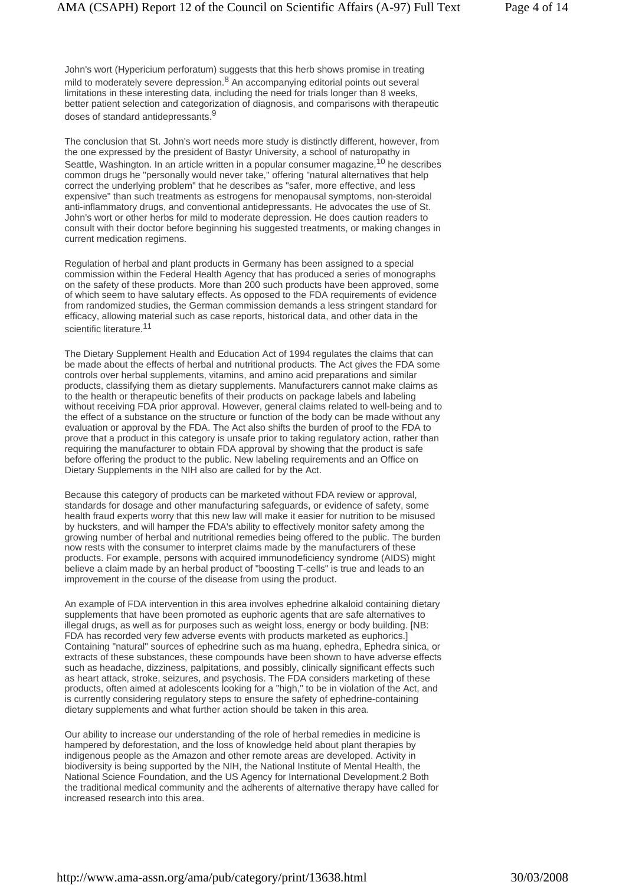John's wort (Hypericium perforatum) suggests that this herb shows promise in treating mild to moderately severe depression.[8] An accompanying editorial points out several limitations in these interesting data, including the need for trials longer than 8 weeks, better patient selection and categorization of diagnosis, and comparisons with therapeutic doses of standard antidepressants.[9]

The conclusion that St. John's wort needs more study is distinctly different, however, from the one expressed by the president of Bastyr University, a school of naturopathy in Seattle, Washington. In an article written in a popular consumer magazine,[10] he describes common drugs he "personally would never take," offering "natural alternatives that help correct the underlying problem" that he describes as "safer, more effective, and less expensive" than such treatments as estrogens for menopausal symptoms, non-steroidal anti-inflammatory drugs, and conventional antidepressants. He advocates the use of St. John's wort or other herbs for mild to moderate depression. He does caution readers to consult with their doctor before beginning his suggested treatments, or making changes in current medication regimens.

Regulation of herbal and plant products in Germany has been assigned to a special commission within the Federal Health Agency that has produced a series of monographs on the safety of these products. More than 200 such products have been approved, some of which seem to have salutary effects. As opposed to the FDA requirements of evidence from randomized studies, the German commission demands a less stringent standard for efficacy, allowing material such as case reports, historical data, and other data in the scientific literature.[11]

The Dietary Supplement Health and Education Act of 1994 regulates the claims that can be made about the effects of herbal and nutritional products. The Act gives the FDA some controls over herbal supplements, vitamins, and amino acid preparations and similar products, classifying them as dietary supplements. Manufacturers cannot make claims as to the health or therapeutic benefits of their products on package labels and labeling without receiving FDA prior approval. However, general claims related to well-being and to the effect of a substance on the structure or function of the body can be made without any evaluation or approval by the FDA. The Act also shifts the burden of proof to the FDA to prove that a product in this category is unsafe prior to taking regulatory action, rather than requiring the manufacturer to obtain FDA approval by showing that the product is safe before offering the product to the public. New labeling requirements and an Office on Dietary Supplements in the NIH also are called for by the Act.

Because this category of products can be marketed without FDA review or approval, standards for dosage and other manufacturing safeguards, or evidence of safety, some health fraud experts worry that this new law will make it easier for nutrition to be misused by hucksters, and will hamper the FDA's ability to effectively monitor safety among the growing number of herbal and nutritional remedies being offered to the public. The burden now rests with the consumer to interpret claims made by the manufacturers of these products. For example, persons with acquired immunodeficiency syndrome (AIDS) might believe a claim made by an herbal product of "boosting T-cells" is true and leads to an improvement in the course of the disease from using the product.

An example of FDA intervention in this area involves ephedrine alkaloid containing dietary supplements that have been promoted as euphoric agents that are safe alternatives to illegal drugs, as well as for purposes such as weight loss, energy or body building. [NB: FDA has recorded very few adverse events with products marketed as euphorics.] Containing "natural" sources of ephedrine such as ma huang, ephedra, Ephedra sinica, or extracts of these substances, these compounds have been shown to have adverse effects such as headache, dizziness, palpitations, and possibly, clinically significant effects such as heart attack, stroke, seizures, and psychosis. The FDA considers marketing of these products, often aimed at adolescents looking for a "high," to be in violation of the Act, and is currently considering regulatory steps to ensure the safety of ephedrine-containing dietary supplements and what further action should be taken in this area.

Our ability to increase our understanding of the role of herbal remedies in medicine is hampered by deforestation, and the loss of knowledge held about plant therapies by indigenous people as the Amazon and other remote areas are developed. Activity in biodiversity is being supported by the NIH, the National Institute of Mental Health, the National Science Foundation, and the US Agency for International Development.2 Both the traditional medical community and the adherents of alternative therapy have called for increased research into this area.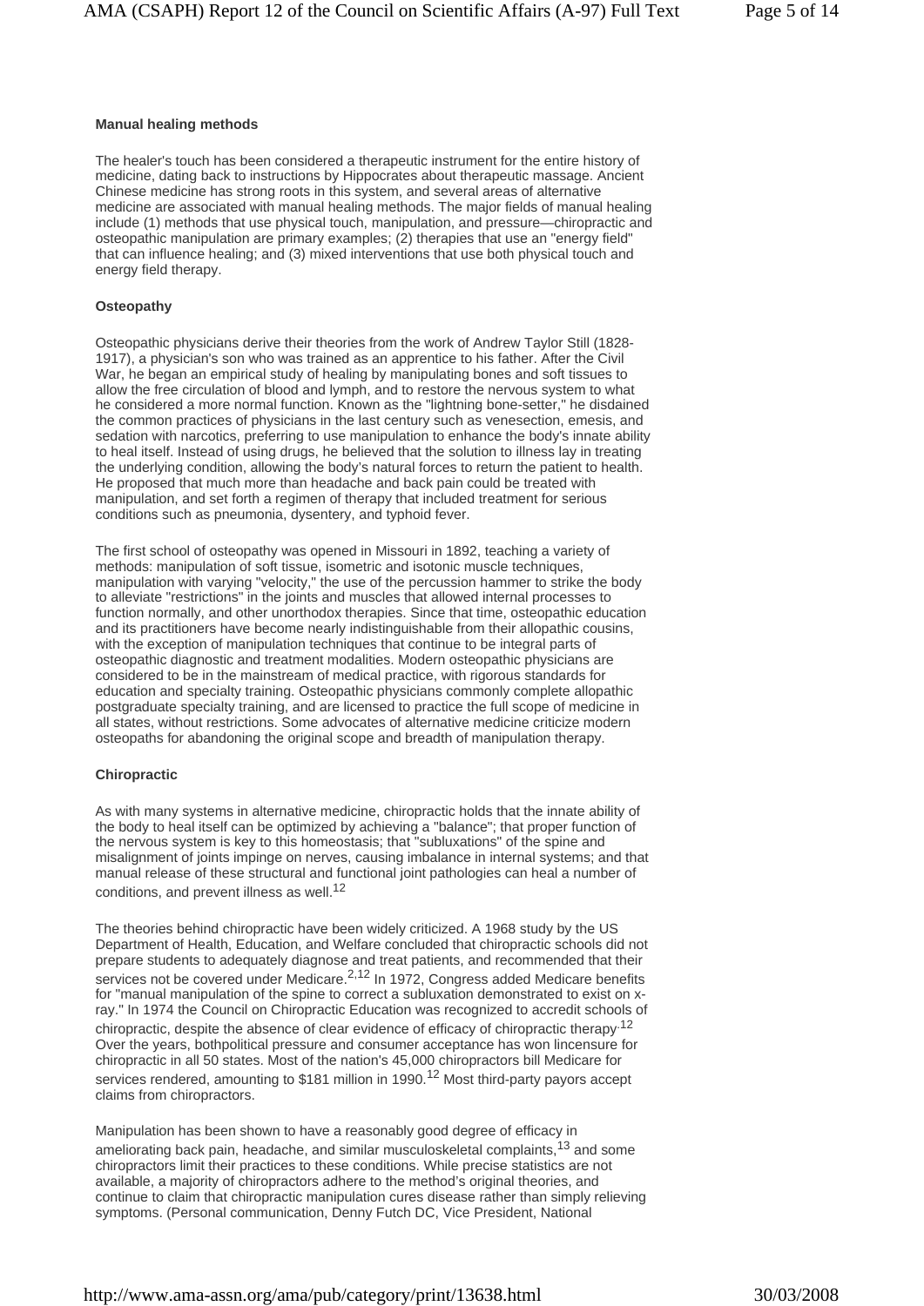### Manual healing methods

The healer's touch has been considered a therapeutic instrument for the entire history of medicine, dating back to instructions by Hippocrates about therapeutic massage. Ancient Chinese medicine has strong roots in this system, and several areas of alternative medicine are associated with manual healing methods. The major fields of manual healing include (1) methods that use physical touch, manipulation, and pressure—chiropractic and osteopathic manipulation are primary examples; (2) therapies that use an "energy field" that can influence healing; and (3) mixed interventions that use both physical touch and energy field therapy.

### Osteopathy

Osteopathic physicians derive their theories from the work of Andrew Taylor Still (1828-1917), a physician's son who was trained as an apprentice to his father. After the Civil War, he began an empirical study of healing by manipulating bones and soft tissues to allow the free circulation of blood and lymph, and to restore the nervous system to what he considered a more normal function. Known as the "lightning bone-setter," he disdained the common practices of physicians in the last century such as venesection, emesis, and sedation with narcotics, preferring to use manipulation to enhance the body's innate ability to heal itself. Instead of using drugs, he believed that the solution to illness lay in treating the underlying condition, allowing the body's natural forces to return the patient to health. He proposed that much more than headache and back pain could be treated with manipulation, and set forth a regimen of therapy that included treatment for serious conditions such as pneumonia, dysentery, and typhoid fever.

The first school of osteopathy was opened in Missouri in 1892, teaching a variety of methods: manipulation of soft tissue, isometric and isotonic muscle techniques, manipulation with varying "velocity," the use of the percussion hammer to strike the body to alleviate "restrictions" in the joints and muscles that allowed internal processes to function normally, and other unorthodox therapies. Since that time, osteopathic education and its practitioners have become nearly indistinguishable from their allopathic cousins, with the exception of manipulation techniques that continue to be integral parts of osteopathic diagnostic and treatment modalities. Modern osteopathic physicians are considered to be in the mainstream of medical practice, with rigorous standards for education and specialty training. Osteopathic physicians commonly complete allopathic postgraduate specialty training, and are licensed to practice the full scope of medicine in all states, without restrictions. Some advocates of alternative medicine criticize modern osteopaths for abandoning the original scope and breadth of manipulation therapy.

### Chiropractic

As with many systems in alternative medicine, chiropractic holds that the innate ability of the body to heal itself can be optimized by achieving a "balance"; that proper function of the nervous system is key to this homeostasis; that "subluxations" of the spine and misalignment of joints impinge on nerves, causing imbalance in internal systems; and that manual release of these structural and functional joint pathologies can heal a number of conditions, and prevent illness as well.[12]

The theories behind chiropractic have been widely criticized. A 1968 study by the US Department of Health, Education, and Welfare concluded that chiropractic schools did not prepare students to adequately diagnose and treat patients, and recommended that their services not be covered under Medicare.[2,12] In 1972, Congress added Medicare benefits for "manual manipulation of the spine to correct a subluxation demonstrated to exist on x-ray." In 1974 the Council on Chiropractic Education was recognized to accredit schools of chiropractic, despite the absence of clear evidence of efficacy of chiropractic therapy.[12] Over the years, bothpolitical pressure and consumer acceptance has won lincensure for chiropractic in all 50 states. Most of the nation's 45,000 chiropractors bill Medicare for services rendered, amounting to $181 million in 1990.[12] Most third-party payors accept claims from chiropractors.

Manipulation has been shown to have a reasonably good degree of efficacy in ameliorating back pain, headache, and similar musculoskeletal complaints,[13] and some chiropractors limit their practices to these conditions. While precise statistics are not available, a majority of chiropractors adhere to the method's original theories, and continue to claim that chiropractic manipulation cures disease rather than simply relieving symptoms. (Personal communication, Denny Futch DC, Vice President, National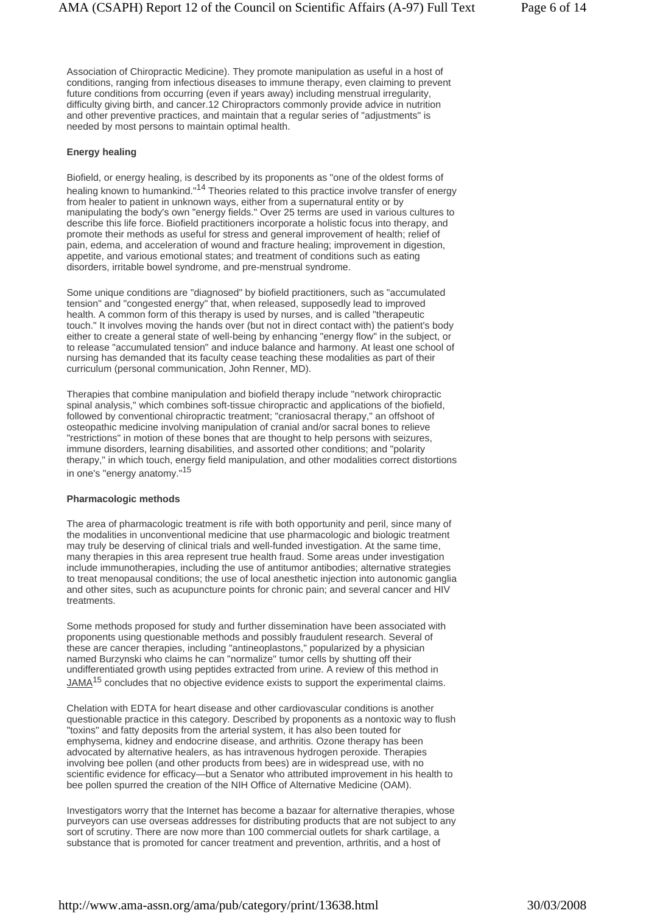Association of Chiropractic Medicine). They promote manipulation as useful in a host of conditions, ranging from infectious diseases to immune therapy, even claiming to prevent future conditions from occurring (even if years away) including menstrual irregularity, difficulty giving birth, and cancer.12 Chiropractors commonly provide advice in nutrition and other preventive practices, and maintain that a regular series of "adjustments" is needed by most persons to maintain optimal health.

**Energy healing**

Biofield, or energy healing, is described by its proponents as "one of the oldest forms of healing known to humankind."[14] Theories related to this practice involve transfer of energy from healer to patient in unknown ways, either from a supernatural entity or by manipulating the body's own "energy fields." Over 25 terms are used in various cultures to describe this life force. Biofield practitioners incorporate a holistic focus into therapy, and promote their methods as useful for stress and general improvement of health; relief of pain, edema, and acceleration of wound and fracture healing; improvement in digestion, appetite, and various emotional states; and treatment of conditions such as eating disorders, irritable bowel syndrome, and pre-menstrual syndrome.

Some unique conditions are "diagnosed" by biofield practitioners, such as "accumulated tension" and "congested energy" that, when released, supposedly lead to improved health. A common form of this therapy is used by nurses, and is called "therapeutic touch." It involves moving the hands over (but not in direct contact with) the patient's body either to create a general state of well-being by enhancing "energy flow" in the subject, or to release "accumulated tension" and induce balance and harmony. At least one school of nursing has demanded that its faculty cease teaching these modalities as part of their curriculum (personal communication, John Renner, MD).

Therapies that combine manipulation and biofield therapy include "network chiropractic spinal analysis," which combines soft-tissue chiropractic and applications of the biofield, followed by conventional chiropractic treatment; "craniosacral therapy," an offshoot of osteopathic medicine involving manipulation of cranial and/or sacral bones to relieve "restrictions" in motion of these bones that are thought to help persons with seizures, immune disorders, learning disabilities, and assorted other conditions; and "polarity therapy," in which touch, energy field manipulation, and other modalities correct distortions in one's "energy anatomy."[15]

**Pharmacologic methods**

The area of pharmacologic treatment is rife with both opportunity and peril, since many of the modalities in unconventional medicine that use pharmacologic and biologic treatment may truly be deserving of clinical trials and well-funded investigation. At the same time, many therapies in this area represent true health fraud. Some areas under investigation include immunotherapies, including the use of antitumor antibodies; alternative strategies to treat menopausal conditions; the use of local anesthetic injection into autonomic ganglia and other sites, such as acupuncture points for chronic pain; and several cancer and HIV treatments.

Some methods proposed for study and further dissemination have been associated with proponents using questionable methods and possibly fraudulent research. Several of these are cancer therapies, including "antineoplastons," popularized by a physician named Burzynski who claims he can "normalize" tumor cells by shutting off their undifferentiated growth using peptides extracted from urine. A review of this method in JAMA[15] concludes that no objective evidence exists to support the experimental claims.

Chelation with EDTA for heart disease and other cardiovascular conditions is another questionable practice in this category. Described by proponents as a nontoxic way to flush "toxins" and fatty deposits from the arterial system, it has also been touted for emphysema, kidney and endocrine disease, and arthritis. Ozone therapy has been advocated by alternative healers, as has intravenous hydrogen peroxide. Therapies involving bee pollen (and other products from bees) are in widespread use, with no scientific evidence for efficacy—but a Senator who attributed improvement in his health to bee pollen spurred the creation of the NIH Office of Alternative Medicine (OAM).

Investigators worry that the Internet has become a bazaar for alternative therapies, whose purveyors can use overseas addresses for distributing products that are not subject to any sort of scrutiny. There are now more than 100 commercial outlets for shark cartilage, a substance that is promoted for cancer treatment and prevention, arthritis, and a host of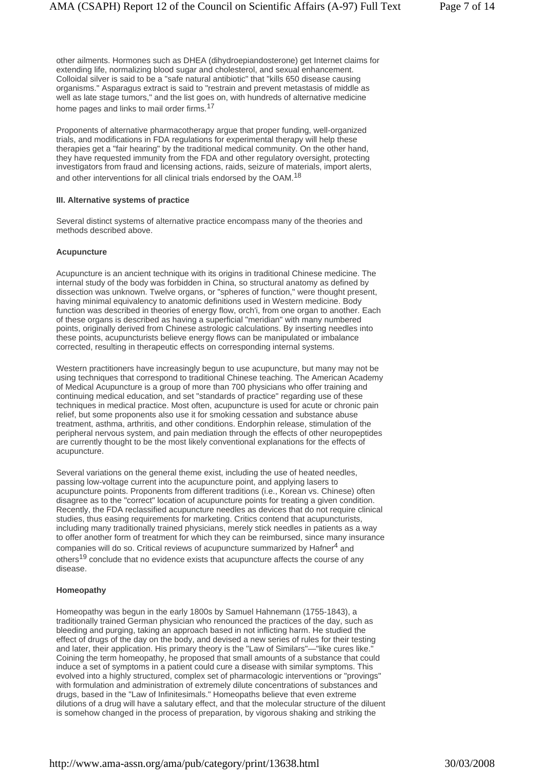other ailments. Hormones such as DHEA (dihydroepiandosterone) get Internet claims for extending life, normalizing blood sugar and cholesterol, and sexual enhancement. Colloidal silver is said to be a "safe natural antibiotic" that "kills 650 disease causing organisms." Asparagus extract is said to "restrain and prevent metastasis of middle as well as late stage tumors," and the list goes on, with hundreds of alternative medicine home pages and links to mail order firms.[17]

Proponents of alternative pharmacotherapy argue that proper funding, well-organized trials, and modifications in FDA regulations for experimental therapy will help these therapies get a "fair hearing" by the traditional medical community. On the other hand, they have requested immunity from the FDA and other regulatory oversight, protecting investigators from fraud and licensing actions, raids, seizure of materials, import alerts, and other interventions for all clinical trials endorsed by the OAM.[18]

**III. Alternative systems of practice**

Several distinct systems of alternative practice encompass many of the theories and methods described above.

**Acupuncture**

Acupuncture is an ancient technique with its origins in traditional Chinese medicine. The internal study of the body was forbidden in China, so structural anatomy as defined by dissection was unknown. Twelve organs, or "spheres of function," were thought present, having minimal equivalency to anatomic definitions used in Western medicine. Body function was described in theories of energy flow, orch'i, from one organ to another. Each of these organs is described as having a superficial "meridian" with many numbered points, originally derived from Chinese astrologic calculations. By inserting needles into these points, acupuncturists believe energy flows can be manipulated or imbalance corrected, resulting in therapeutic effects on corresponding internal systems.

Western practitioners have increasingly begun to use acupuncture, but many may not be using techniques that correspond to traditional Chinese teaching. The American Academy of Medical Acupuncture is a group of more than 700 physicians who offer training and continuing medical education, and set "standards of practice" regarding use of these techniques in medical practice. Most often, acupuncture is used for acute or chronic pain relief, but some proponents also use it for smoking cessation and substance abuse treatment, asthma, arthritis, and other conditions. Endorphin release, stimulation of the peripheral nervous system, and pain mediation through the effects of other neuropeptides are currently thought to be the most likely conventional explanations for the effects of acupuncture.

Several variations on the general theme exist, including the use of heated needles, passing low-voltage current into the acupuncture point, and applying lasers to acupuncture points. Proponents from different traditions (i.e., Korean vs. Chinese) often disagree as to the "correct" location of acupuncture points for treating a given condition. Recently, the FDA reclassified acupuncture needles as devices that do not require clinical studies, thus easing requirements for marketing. Critics contend that acupuncturists, including many traditionally trained physicians, merely stick needles in patients as a way to offer another form of treatment for which they can be reimbursed, since many insurance companies will do so. Critical reviews of acupuncture summarized by Hafner[4] and others[19] conclude that no evidence exists that acupuncture affects the course of any disease.

**Homeopathy**

Homeopathy was begun in the early 1800s by Samuel Hahnemann (1755-1843), a traditionally trained German physician who renounced the practices of the day, such as bleeding and purging, taking an approach based in not inflicting harm. He studied the effect of drugs of the day on the body, and devised a new series of rules for their testing and later, their application. His primary theory is the "Law of Similars"—"like cures like." Coining the term homeopathy, he proposed that small amounts of a substance that could induce a set of symptoms in a patient could cure a disease with similar symptoms. This evolved into a highly structured, complex set of pharmacologic interventions or "provings" with formulation and administration of extremely dilute concentrations of substances and drugs, based in the "Law of Infinitesimals." Homeopaths believe that even extreme dilutions of a drug will have a salutary effect, and that the molecular structure of the diluent is somehow changed in the process of preparation, by vigorous shaking and striking the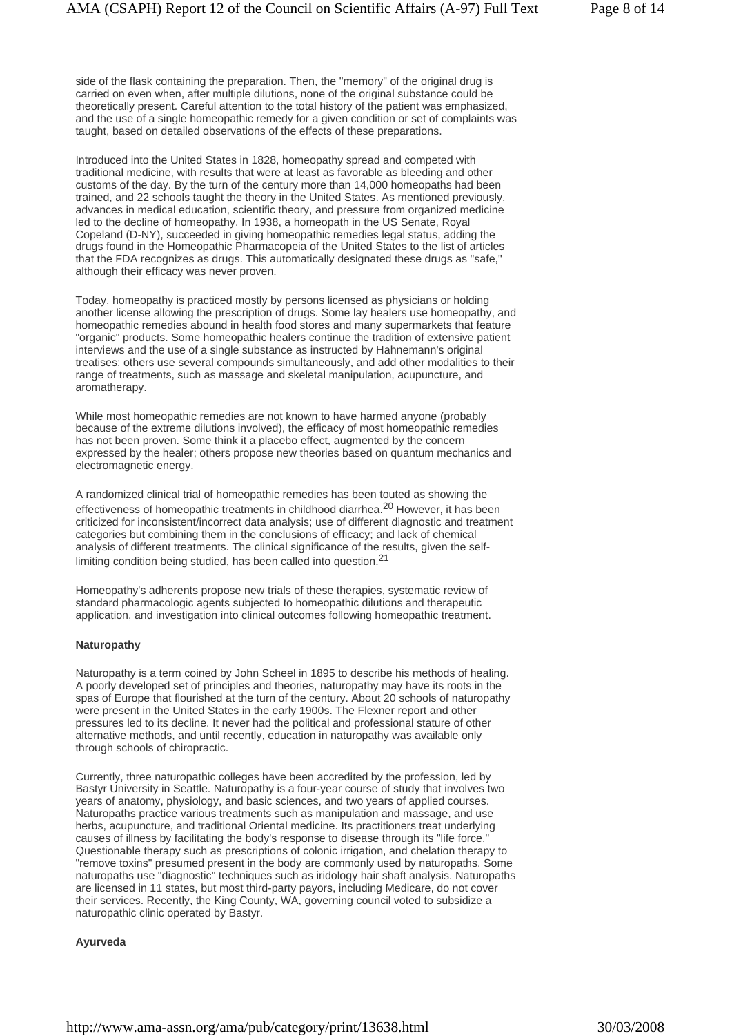side of the flask containing the preparation. Then, the "memory" of the original drug is carried on even when, after multiple dilutions, none of the original substance could be theoretically present. Careful attention to the total history of the patient was emphasized, and the use of a single homeopathic remedy for a given condition or set of complaints was taught, based on detailed observations of the effects of these preparations.

Introduced into the United States in 1828, homeopathy spread and competed with traditional medicine, with results that were at least as favorable as bleeding and other customs of the day. By the turn of the century more than 14,000 homeopaths had been trained, and 22 schools taught the theory in the United States. As mentioned previously, advances in medical education, scientific theory, and pressure from organized medicine led to the decline of homeopathy. In 1938, a homeopath in the US Senate, Royal Copeland (D-NY), succeeded in giving homeopathic remedies legal status, adding the drugs found in the Homeopathic Pharmacopeia of the United States to the list of articles that the FDA recognizes as drugs. This automatically designated these drugs as "safe," although their efficacy was never proven.

Today, homeopathy is practiced mostly by persons licensed as physicians or holding another license allowing the prescription of drugs. Some lay healers use homeopathy, and homeopathic remedies abound in health food stores and many supermarkets that feature "organic" products. Some homeopathic healers continue the tradition of extensive patient interviews and the use of a single substance as instructed by Hahnemann's original treatises; others use several compounds simultaneously, and add other modalities to their range of treatments, such as massage and skeletal manipulation, acupuncture, and aromatherapy.

While most homeopathic remedies are not known to have harmed anyone (probably because of the extreme dilutions involved), the efficacy of most homeopathic remedies has not been proven. Some think it a placebo effect, augmented by the concern expressed by the healer; others propose new theories based on quantum mechanics and electromagnetic energy.

A randomized clinical trial of homeopathic remedies has been touted as showing the effectiveness of homeopathic treatments in childhood diarrhea.[20] However, it has been criticized for inconsistent/incorrect data analysis; use of different diagnostic and treatment categories but combining them in the conclusions of efficacy; and lack of chemical analysis of different treatments. The clinical significance of the results, given the self-limiting condition being studied, has been called into question.[21]

Homeopathy's adherents propose new trials of these therapies, systematic review of standard pharmacologic agents subjected to homeopathic dilutions and therapeutic application, and investigation into clinical outcomes following homeopathic treatment.

**Naturopathy**

Naturopathy is a term coined by John Scheel in 1895 to describe his methods of healing. A poorly developed set of principles and theories, naturopathy may have its roots in the spas of Europe that flourished at the turn of the century. About 20 schools of naturopathy were present in the United States in the early 1900s. The Flexner report and other pressures led to its decline. It never had the political and professional stature of other alternative methods, and until recently, education in naturopathy was available only through schools of chiropractic.

Currently, three naturopathic colleges have been accredited by the profession, led by Bastyr University in Seattle. Naturopathy is a four-year course of study that involves two years of anatomy, physiology, and basic sciences, and two years of applied courses. Naturopaths practice various treatments such as manipulation and massage, and use herbs, acupuncture, and traditional Oriental medicine. Its practitioners treat underlying causes of illness by facilitating the body's response to disease through its "life force." Questionable therapy such as prescriptions of colonic irrigation, and chelation therapy to "remove toxins" presumed present in the body are commonly used by naturopaths. Some naturopaths use "diagnostic" techniques such as iridology hair shaft analysis. Naturopaths are licensed in 11 states, but most third-party payors, including Medicare, do not cover their services. Recently, the King County, WA, governing council voted to subsidize a naturopathic clinic operated by Bastyr.

**Ayurveda**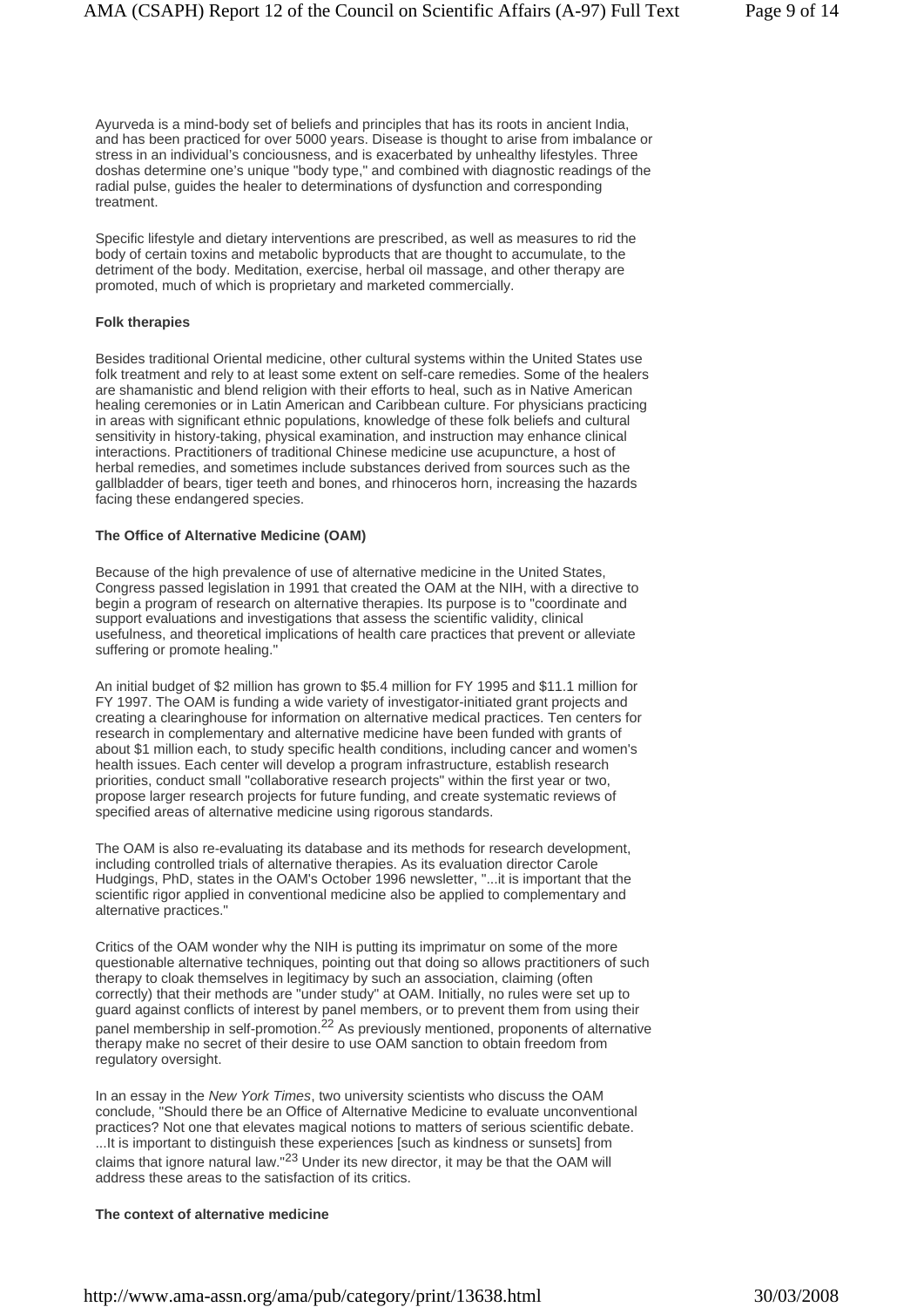Ayurveda is a mind-body set of beliefs and principles that has its roots in ancient India, and has been practiced for over 5000 years. Disease is thought to arise from imbalance or stress in an individual's conciousness, and is exacerbated by unhealthy lifestyles. Three doshas determine one's unique "body type," and combined with diagnostic readings of the radial pulse, guides the healer to determinations of dysfunction and corresponding treatment.

Specific lifestyle and dietary interventions are prescribed, as well as measures to rid the body of certain toxins and metabolic byproducts that are thought to accumulate, to the detriment of the body. Meditation, exercise, herbal oil massage, and other therapy are promoted, much of which is proprietary and marketed commercially.

**Folk therapies**

Besides traditional Oriental medicine, other cultural systems within the United States use folk treatment and rely to at least some extent on self-care remedies. Some of the healers are shamanistic and blend religion with their efforts to heal, such as in Native American healing ceremonies or in Latin American and Caribbean culture. For physicians practicing in areas with significant ethnic populations, knowledge of these folk beliefs and cultural sensitivity in history-taking, physical examination, and instruction may enhance clinical interactions. Practitioners of traditional Chinese medicine use acupuncture, a host of herbal remedies, and sometimes include substances derived from sources such as the gallbladder of bears, tiger teeth and bones, and rhinoceros horn, increasing the hazards facing these endangered species.

**The Office of Alternative Medicine (OAM)**

Because of the high prevalence of use of alternative medicine in the United States, Congress passed legislation in 1991 that created the OAM at the NIH, with a directive to begin a program of research on alternative therapies. Its purpose is to "coordinate and support evaluations and investigations that assess the scientific validity, clinical usefulness, and theoretical implications of health care practices that prevent or alleviate suffering or promote healing."

An initial budget of $2 million has grown to $5.4 million for FY 1995 and $11.1 million for FY 1997. The OAM is funding a wide variety of investigator-initiated grant projects and creating a clearinghouse for information on alternative medical practices. Ten centers for research in complementary and alternative medicine have been funded with grants of about $1 million each, to study specific health conditions, including cancer and women's health issues. Each center will develop a program infrastructure, establish research priorities, conduct small "collaborative research projects" within the first year or two, propose larger research projects for future funding, and create systematic reviews of specified areas of alternative medicine using rigorous standards.

The OAM is also re-evaluating its database and its methods for research development, including controlled trials of alternative therapies. As its evaluation director Carole Hudgings, PhD, states in the OAM's October 1996 newsletter, "...it is important that the scientific rigor applied in conventional medicine also be applied to complementary and alternative practices."

Critics of the OAM wonder why the NIH is putting its imprimatur on some of the more questionable alternative techniques, pointing out that doing so allows practitioners of such therapy to cloak themselves in legitimacy by such an association, claiming (often correctly) that their methods are "under study" at OAM. Initially, no rules were set up to guard against conflicts of interest by panel members, or to prevent them from using their panel membership in self-promotion.[22] As previously mentioned, proponents of alternative therapy make no secret of their desire to use OAM sanction to obtain freedom from regulatory oversight.

In an essay in the *New York Times*, two university scientists who discuss the OAM conclude, "Should there be an Office of Alternative Medicine to evaluate unconventional practices? Not one that elevates magical notions to matters of serious scientific debate. ...It is important to distinguish these experiences [such as kindness or sunsets] from claims that ignore natural law."[23] Under its new director, it may be that the OAM will address these areas to the satisfaction of its critics.

**The context of alternative medicine**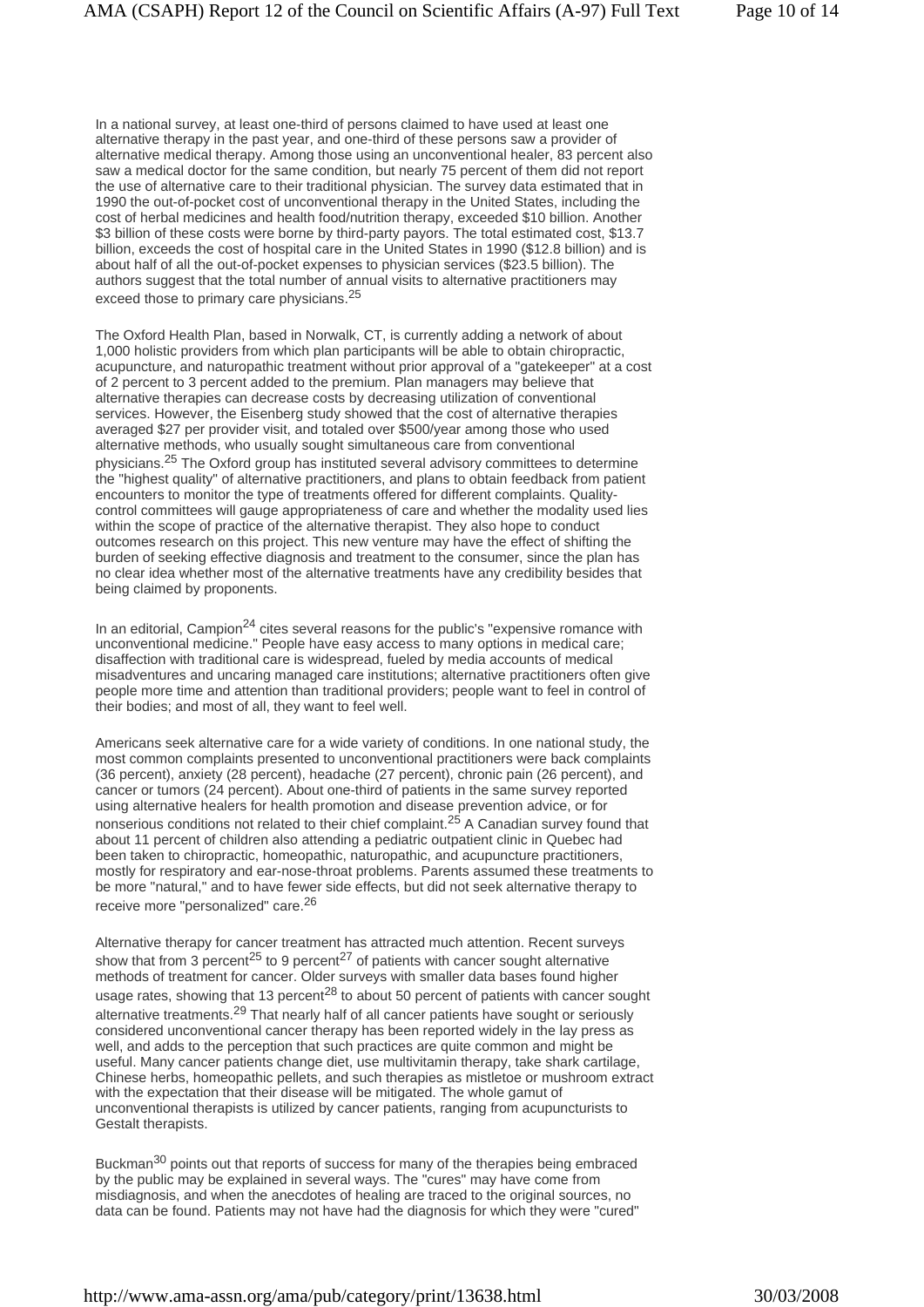In a national survey, at least one-third of persons claimed to have used at least one alternative therapy in the past year, and one-third of these persons saw a provider of alternative medical therapy. Among those using an unconventional healer, 83 percent also saw a medical doctor for the same condition, but nearly 75 percent of them did not report the use of alternative care to their traditional physician. The survey data estimated that in 1990 the out-of-pocket cost of unconventional therapy in the United States, including the cost of herbal medicines and health food/nutrition therapy, exceeded $10 billion. Another $3 billion of these costs were borne by third-party payors. The total estimated cost, $13.7 billion, exceeds the cost of hospital care in the United States in 1990 ($12.8 billion) and is about half of all the out-of-pocket expenses to physician services ($23.5 billion). The authors suggest that the total number of annual visits to alternative practitioners may exceed those to primary care physicians.[25]

The Oxford Health Plan, based in Norwalk, CT, is currently adding a network of about 1,000 holistic providers from which plan participants will be able to obtain chiropractic, acupuncture, and naturopathic treatment without prior approval of a "gatekeeper" at a cost of 2 percent to 3 percent added to the premium. Plan managers may believe that alternative therapies can decrease costs by decreasing utilization of conventional services. However, the Eisenberg study showed that the cost of alternative therapies averaged $27 per provider visit, and totaled over $500/year among those who used alternative methods, who usually sought simultaneous care from conventional physicians.[25] The Oxford group has instituted several advisory committees to determine the "highest quality" of alternative practitioners, and plans to obtain feedback from patient encounters to monitor the type of treatments offered for different complaints. Quality-control committees will gauge appropriateness of care and whether the modality used lies within the scope of practice of the alternative therapist. They also hope to conduct outcomes research on this project. This new venture may have the effect of shifting the burden of seeking effective diagnosis and treatment to the consumer, since the plan has no clear idea whether most of the alternative treatments have any credibility besides that being claimed by proponents.

In an editorial, Campion[24] cites several reasons for the public's "expensive romance with unconventional medicine." People have easy access to many options in medical care; disaffection with traditional care is widespread, fueled by media accounts of medical misadventures and uncaring managed care institutions; alternative practitioners often give people more time and attention than traditional providers; people want to feel in control of their bodies; and most of all, they want to feel well.

Americans seek alternative care for a wide variety of conditions. In one national study, the most common complaints presented to unconventional practitioners were back complaints (36 percent), anxiety (28 percent), headache (27 percent), chronic pain (26 percent), and cancer or tumors (24 percent). About one-third of patients in the same survey reported using alternative healers for health promotion and disease prevention advice, or for nonserious conditions not related to their chief complaint.[25] A Canadian survey found that about 11 percent of children also attending a pediatric outpatient clinic in Quebec had been taken to chiropractic, homeopathic, naturopathic, and acupuncture practitioners, mostly for respiratory and ear-nose-throat problems. Parents assumed these treatments to be more "natural," and to have fewer side effects, but did not seek alternative therapy to receive more "personalized" care.[26]

Alternative therapy for cancer treatment has attracted much attention. Recent surveys show that from 3 percent[25] to 9 percent[27] of patients with cancer sought alternative methods of treatment for cancer. Older surveys with smaller data bases found higher usage rates, showing that 13 percent[28] to about 50 percent of patients with cancer sought alternative treatments.[29] That nearly half of all cancer patients have sought or seriously considered unconventional cancer therapy has been reported widely in the lay press as well, and adds to the perception that such practices are quite common and might be useful. Many cancer patients change diet, use multivitamin therapy, take shark cartilage, Chinese herbs, homeopathic pellets, and such therapies as mistletoe or mushroom extract with the expectation that their disease will be mitigated. The whole gamut of unconventional therapists is utilized by cancer patients, ranging from acupuncturists to Gestalt therapists.

Buckman[30] points out that reports of success for many of the therapies being embraced by the public may be explained in several ways. The "cures" may have come from misdiagnosis, and when the anecdotes of healing are traced to the original sources, no data can be found. Patients may not have had the diagnosis for which they were "cured"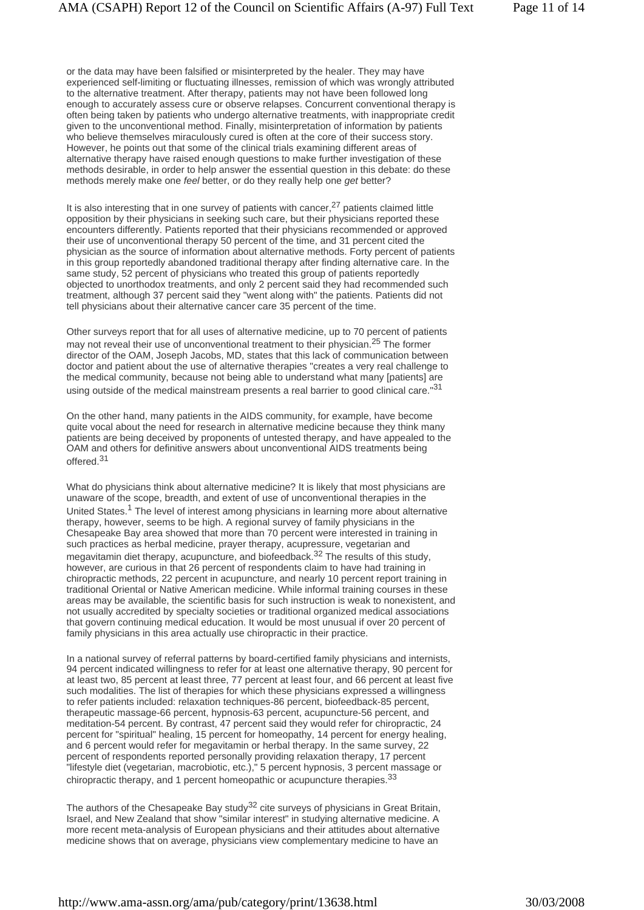or the data may have been falsified or misinterpreted by the healer. They may have experienced self-limiting or fluctuating illnesses, remission of which was wrongly attributed to the alternative treatment. After therapy, patients may not have been followed long enough to accurately assess cure or observe relapses. Concurrent conventional therapy is often being taken by patients who undergo alternative treatments, with inappropriate credit given to the unconventional method. Finally, misinterpretation of information by patients who believe themselves miraculously cured is often at the core of their success story. However, he points out that some of the clinical trials examining different areas of alternative therapy have raised enough questions to make further investigation of these methods desirable, in order to help answer the essential question in this debate: do these methods merely make one *feel* better, or do they really help one *get* better?

It is also interesting that in one survey of patients with cancer,[27] patients claimed little opposition by their physicians in seeking such care, but their physicians reported these encounters differently. Patients reported that their physicians recommended or approved their use of unconventional therapy 50 percent of the time, and 31 percent cited the physician as the source of information about alternative methods. Forty percent of patients in this group reportedly abandoned traditional therapy after finding alternative care. In the same study, 52 percent of physicians who treated this group of patients reportedly objected to unorthodox treatments, and only 2 percent said they had recommended such treatment, although 37 percent said they "went along with" the patients. Patients did not tell physicians about their alternative cancer care 35 percent of the time.

Other surveys report that for all uses of alternative medicine, up to 70 percent of patients may not reveal their use of unconventional treatment to their physician.[25] The former director of the OAM, Joseph Jacobs, MD, states that this lack of communication between doctor and patient about the use of alternative therapies "creates a very real challenge to the medical community, because not being able to understand what many [patients] are using outside of the medical mainstream presents a real barrier to good clinical care."[31]

On the other hand, many patients in the AIDS community, for example, have become quite vocal about the need for research in alternative medicine because they think many patients are being deceived by proponents of untested therapy, and have appealed to the OAM and others for definitive answers about unconventional AIDS treatments being offered.[31]

What do physicians think about alternative medicine? It is likely that most physicians are unaware of the scope, breadth, and extent of use of unconventional therapies in the United States.[1] The level of interest among physicians in learning more about alternative therapy, however, seems to be high. A regional survey of family physicians in the Chesapeake Bay area showed that more than 70 percent were interested in training in such practices as herbal medicine, prayer therapy, acupressure, vegetarian and megavitamin diet therapy, acupuncture, and biofeedback.[32] The results of this study, however, are curious in that 26 percent of respondents claim to have had training in chiropractic methods, 22 percent in acupuncture, and nearly 10 percent report training in traditional Oriental or Native American medicine. While informal training courses in these areas may be available, the scientific basis for such instruction is weak to nonexistent, and not usually accredited by specialty societies or traditional organized medical associations that govern continuing medical education. It would be most unusual if over 20 percent of family physicians in this area actually use chiropractic in their practice.

In a national survey of referral patterns by board-certified family physicians and internists, 94 percent indicated willingness to refer for at least one alternative therapy, 90 percent for at least two, 85 percent at least three, 77 percent at least four, and 66 percent at least five such modalities. The list of therapies for which these physicians expressed a willingness to refer patients included: relaxation techniques-86 percent, biofeedback-85 percent, therapeutic massage-66 percent, hypnosis-63 percent, acupuncture-56 percent, and meditation-54 percent. By contrast, 47 percent said they would refer for chiropractic, 24 percent for "spiritual" healing, 15 percent for homeopathy, 14 percent for energy healing, and 6 percent would refer for megavitamin or herbal therapy. In the same survey, 22 percent of respondents reported personally providing relaxation therapy, 17 percent "lifestyle diet (vegetarian, macrobiotic, etc.)," 5 percent hypnosis, 3 percent massage or chiropractic therapy, and 1 percent homeopathic or acupuncture therapies.[33]

The authors of the Chesapeake Bay study[32] cite surveys of physicians in Great Britain, Israel, and New Zealand that show "similar interest" in studying alternative medicine. A more recent meta-analysis of European physicians and their attitudes about alternative medicine shows that on average, physicians view complementary medicine to have an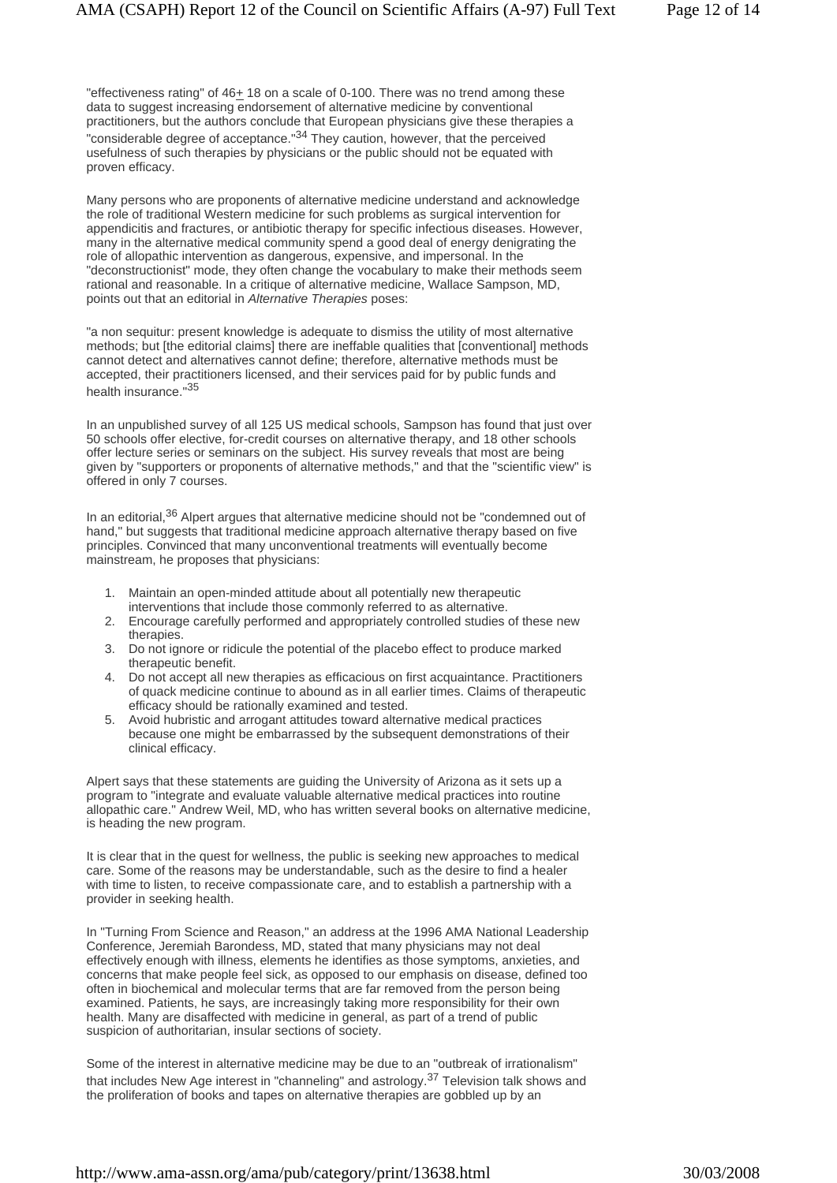"effectiveness rating" of 46± 18 on a scale of 0-100. There was no trend among these data to suggest increasing endorsement of alternative medicine by conventional practitioners, but the authors conclude that European physicians give these therapies a "considerable degree of acceptance."[34] They caution, however, that the perceived usefulness of such therapies by physicians or the public should not be equated with proven efficacy.

Many persons who are proponents of alternative medicine understand and acknowledge the role of traditional Western medicine for such problems as surgical intervention for appendicitis and fractures, or antibiotic therapy for specific infectious diseases. However, many in the alternative medical community spend a good deal of energy denigrating the role of allopathic intervention as dangerous, expensive, and impersonal. In the "deconstructionist" mode, they often change the vocabulary to make their methods seem rational and reasonable. In a critique of alternative medicine, Wallace Sampson, MD, points out that an editorial in *Alternative Therapies* poses:

"a non sequitur: present knowledge is adequate to dismiss the utility of most alternative methods; but [the editorial claims] there are ineffable qualities that [conventional] methods cannot detect and alternatives cannot define; therefore, alternative methods must be accepted, their practitioners licensed, and their services paid for by public funds and health insurance."[35]

In an unpublished survey of all 125 US medical schools, Sampson has found that just over 50 schools offer elective, for-credit courses on alternative therapy, and 18 other schools offer lecture series or seminars on the subject. His survey reveals that most are being given by "supporters or proponents of alternative methods," and that the "scientific view" is offered in only 7 courses.

In an editorial,[36] Alpert argues that alternative medicine should not be "condemned out of hand," but suggests that traditional medicine approach alternative therapy based on five principles. Convinced that many unconventional treatments will eventually become mainstream, he proposes that physicians:

1. Maintain an open-minded attitude about all potentially new therapeutic interventions that include those commonly referred to as alternative.
2. Encourage carefully performed and appropriately controlled studies of these new therapies.
3. Do not ignore or ridicule the potential of the placebo effect to produce marked therapeutic benefit.
4. Do not accept all new therapies as efficacious on first acquaintance. Practitioners of quack medicine continue to abound as in all earlier times. Claims of therapeutic efficacy should be rationally examined and tested.
5. Avoid hubristic and arrogant attitudes toward alternative medical practices because one might be embarrassed by the subsequent demonstrations of their clinical efficacy.

Alpert says that these statements are guiding the University of Arizona as it sets up a program to "integrate and evaluate valuable alternative medical practices into routine allopathic care." Andrew Weil, MD, who has written several books on alternative medicine, is heading the new program.

It is clear that in the quest for wellness, the public is seeking new approaches to medical care. Some of the reasons may be understandable, such as the desire to find a healer with time to listen, to receive compassionate care, and to establish a partnership with a provider in seeking health.

In "Turning From Science and Reason," an address at the 1996 AMA National Leadership Conference, Jeremiah Barondess, MD, stated that many physicians may not deal effectively enough with illness, elements he identifies as those symptoms, anxieties, and concerns that make people feel sick, as opposed to our emphasis on disease, defined too often in biochemical and molecular terms that are far removed from the person being examined. Patients, he says, are increasingly taking more responsibility for their own health. Many are disaffected with medicine in general, as part of a trend of public suspicion of authoritarian, insular sections of society.

Some of the interest in alternative medicine may be due to an "outbreak of irrationalism" that includes New Age interest in "channeling" and astrology.[37] Television talk shows and the proliferation of books and tapes on alternative therapies are gobbled up by an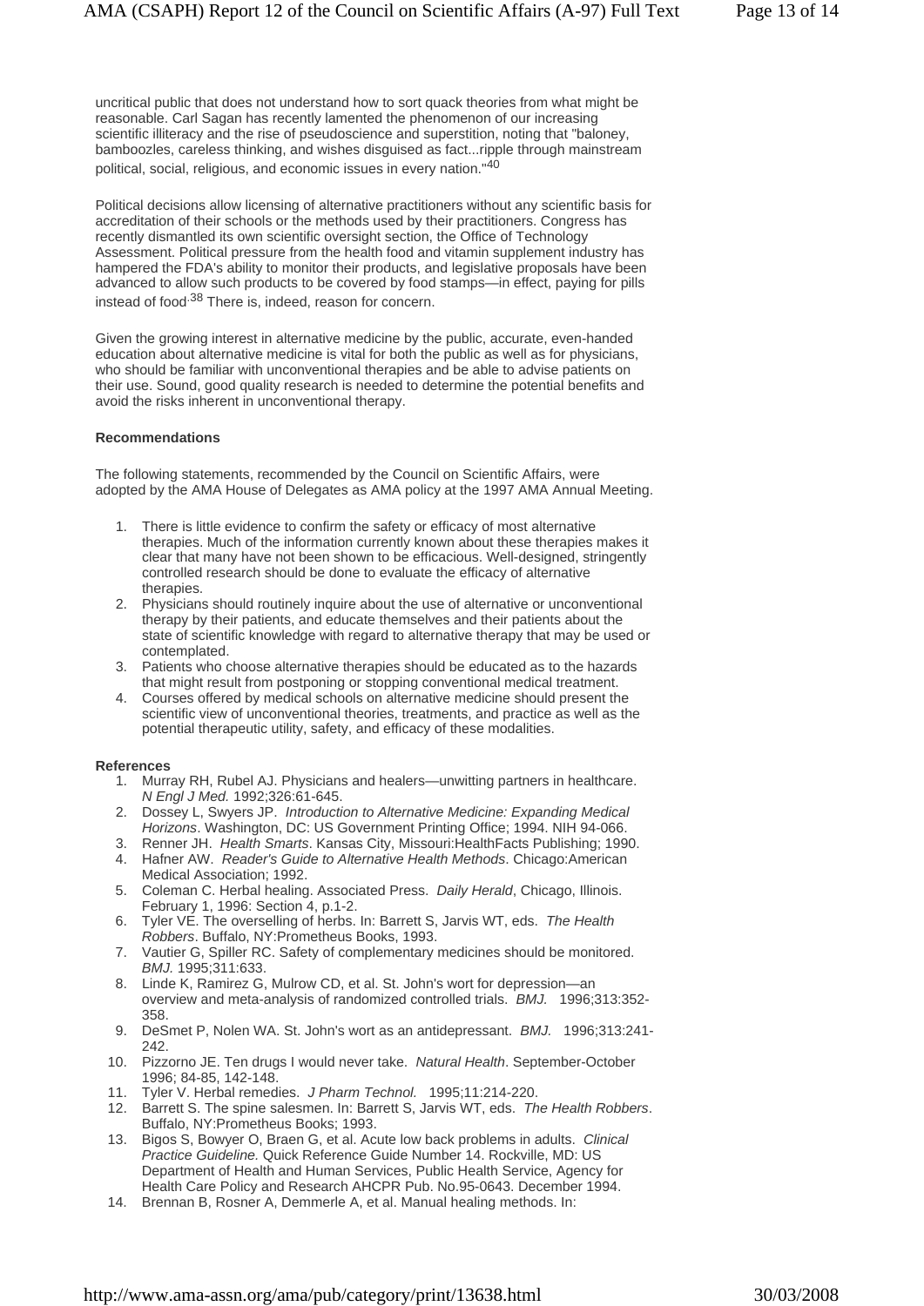uncritical public that does not understand how to sort quack theories from what might be reasonable. Carl Sagan has recently lamented the phenomenon of our increasing scientific illiteracy and the rise of pseudoscience and superstition, noting that "baloney, bamboozles, careless thinking, and wishes disguised as fact...ripple through mainstream political, social, religious, and economic issues in every nation."[40]

Political decisions allow licensing of alternative practitioners without any scientific basis for accreditation of their schools or the methods used by their practitioners. Congress has recently dismantled its own scientific oversight section, the Office of Technology Assessment. Political pressure from the health food and vitamin supplement industry has hampered the FDA's ability to monitor their products, and legislative proposals have been advanced to allow such products to be covered by food stamps—in effect, paying for pills instead of food.[38] There is, indeed, reason for concern.

Given the growing interest in alternative medicine by the public, accurate, even-handed education about alternative medicine is vital for both the public as well as for physicians, who should be familiar with unconventional therapies and be able to advise patients on their use. Sound, good quality research is needed to determine the potential benefits and avoid the risks inherent in unconventional therapy.

**Recommendations**

The following statements, recommended by the Council on Scientific Affairs, were adopted by the AMA House of Delegates as AMA policy at the 1997 AMA Annual Meeting.

1. There is little evidence to confirm the safety or efficacy of most alternative therapies. Much of the information currently known about these therapies makes it clear that many have not been shown to be efficacious. Well-designed, stringently controlled research should be done to evaluate the efficacy of alternative therapies.
2. Physicians should routinely inquire about the use of alternative or unconventional therapy by their patients, and educate themselves and their patients about the state of scientific knowledge with regard to alternative therapy that may be used or contemplated.
3. Patients who choose alternative therapies should be educated as to the hazards that might result from postponing or stopping conventional medical treatment.
4. Courses offered by medical schools on alternative medicine should present the scientific view of unconventional theories, treatments, and practice as well as the potential therapeutic utility, safety, and efficacy of these modalities.

**References**

1. Murray RH, Rubel AJ. Physicians and healers—unwitting partners in healthcare. *N Engl J Med.* 1992;326:61-645.
2. Dossey L, Swyers JP. *Introduction to Alternative Medicine: Expanding Medical Horizons*. Washington, DC: US Government Printing Office; 1994. NIH 94-066.
3. Renner JH. *Health Smarts*. Kansas City, Missouri:HealthFacts Publishing; 1990.
4. Hafner AW. *Reader's Guide to Alternative Health Methods*. Chicago:American Medical Association; 1992.
5. Coleman C. Herbal healing. Associated Press. *Daily Herald*, Chicago, Illinois. February 1, 1996: Section 4, p.1-2.
6. Tyler VE. The overselling of herbs. In: Barrett S, Jarvis WT, eds. *The Health Robbers*. Buffalo, NY:Prometheus Books, 1993.
7. Vautier G, Spiller RC. Safety of complementary medicines should be monitored. *BMJ.* 1995;311:633.
8. Linde K, Ramirez G, Mulrow CD, et al. St. John's wort for depression—an overview and meta-analysis of randomized controlled trials. *BMJ.* 1996;313:352-358.
9. DeSmet P, Nolen WA. St. John's wort as an antidepressant. *BMJ.* 1996;313:241-242.
10. Pizzorno JE. Ten drugs I would never take. *Natural Health*. September-October 1996; 84-85, 142-148.
11. Tyler V. Herbal remedies. *J Pharm Technol.* 1995;11:214-220.
12. Barrett S. The spine salesmen. In: Barrett S, Jarvis WT, eds. *The Health Robbers*. Buffalo, NY:Prometheus Books; 1993.
13. Bigos S, Bowyer O, Braen G, et al. Acute low back problems in adults. *Clinical Practice Guideline.* Quick Reference Guide Number 14. Rockville, MD: US Department of Health and Human Services, Public Health Service, Agency for Health Care Policy and Research AHCPR Pub. No.95-0643. December 1994.
14. Brennan B, Rosner A, Demmerle A, et al. Manual healing methods. In: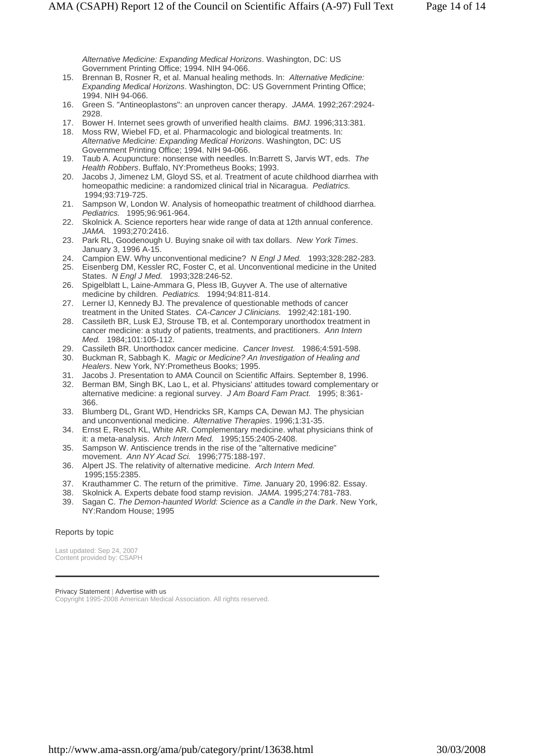*Alternative Medicine: Expanding Medical Horizons*. Washington, DC: US Government Printing Office; 1994. NIH 94-066.

15. Brennan B, Rosner R, et al. Manual healing methods. In: *Alternative Medicine: Expanding Medical Horizons*. Washington, DC: US Government Printing Office; 1994. NIH 94-066.
16. Green S. "Antineoplastons": an unproven cancer therapy. *JAMA.* 1992;267:2924-2928.
17. Bower H. Internet sees growth of unverified health claims. *BMJ.* 1996;313:381.
18. Moss RW, Wiebel FD, et al. Pharmacologic and biological treatments. In: *Alternative Medicine: Expanding Medical Horizons*. Washington, DC: US Government Printing Office; 1994. NIH 94-066.
19. Taub A. Acupuncture: nonsense with needles. In:Barrett S, Jarvis WT, eds. *The Health Robbers*. Buffalo, NY:Prometheus Books; 1993.
20. Jacobs J, Jimenez LM, Gloyd SS, et al. Treatment of acute childhood diarrhea with homeopathic medicine: a randomized clinical trial in Nicaragua. *Pediatrics.* 1994;93:719-725.
21. Sampson W, London W. Analysis of homeopathic treatment of childhood diarrhea. *Pediatrics.* 1995;96:961-964.
22. Skolnick A. Science reporters hear wide range of data at 12th annual conference. *JAMA.* 1993;270:2416.
23. Park RL, Goodenough U. Buying snake oil with tax dollars. *New York Times*. January 3, 1996 A-15.
24. Campion EW. Why unconventional medicine? *N Engl J Med.* 1993;328:282-283.
25. Eisenberg DM, Kessler RC, Foster C, et al. Unconventional medicine in the United States. *N Engl J Med.* 1993;328:246-52.
26. Spigelblatt L, Laine-Ammara G, Pless IB, Guyver A. The use of alternative medicine by children. *Pediatrics.* 1994;94:811-814.
27. Lerner IJ, Kennedy BJ. The prevalence of questionable methods of cancer treatment in the United States. *CA-Cancer J Clinicians.* 1992;42:181-190.
28. Cassileth BR, Lusk EJ, Strouse TB, et al. Contemporary unorthodox treatment in cancer medicine: a study of patients, treatments, and practitioners. *Ann Intern Med.* 1984;101:105-112.
29. Cassileth BR. Unorthodox cancer medicine. *Cancer Invest.* 1986;4:591-598.
30. Buckman R, Sabbagh K. *Magic or Medicine? An Investigation of Healing and Healers*. New York, NY:Prometheus Books; 1995.
31. Jacobs J. Presentation to AMA Council on Scientific Affairs. September 8, 1996.
32. Berman BM, Singh BK, Lao L, et al. Physicians' attitudes toward complementary or alternative medicine: a regional survey. *J Am Board Fam Pract.* 1995; 8:361-366.
33. Blumberg DL, Grant WD, Hendricks SR, Kamps CA, Dewan MJ. The physician and unconventional medicine. *Alternative Therapies*. 1996;1:31-35.
34. Ernst E, Resch KL, White AR. Complementary medicine. what physicians think of it: a meta-analysis. *Arch Intern Med.* 1995;155:2405-2408.
35. Sampson W. Antiscience trends in the rise of the "alternative medicine" movement. *Ann NY Acad Sci.* 1996;775:188-197.
36. Alpert JS. The relativity of alternative medicine. *Arch Intern Med.* 1995;155:2385.
37. Krauthammer C. The return of the primitive. *Time.* January 20, 1996:82. Essay.
38. Skolnick A. Experts debate food stamp revision. *JAMA.* 1995;274:781-783.
39. Sagan C. *The Demon-haunted World: Science as a Candle in the Dark*. New York, NY:Random House; 1995

Reports by topic

Last updated: Sep 24, 2007
Content provided by: CSAPH

Privacy Statement | Advertise with us
Copyright 1995-2008 American Medical Association. All rights reserved.